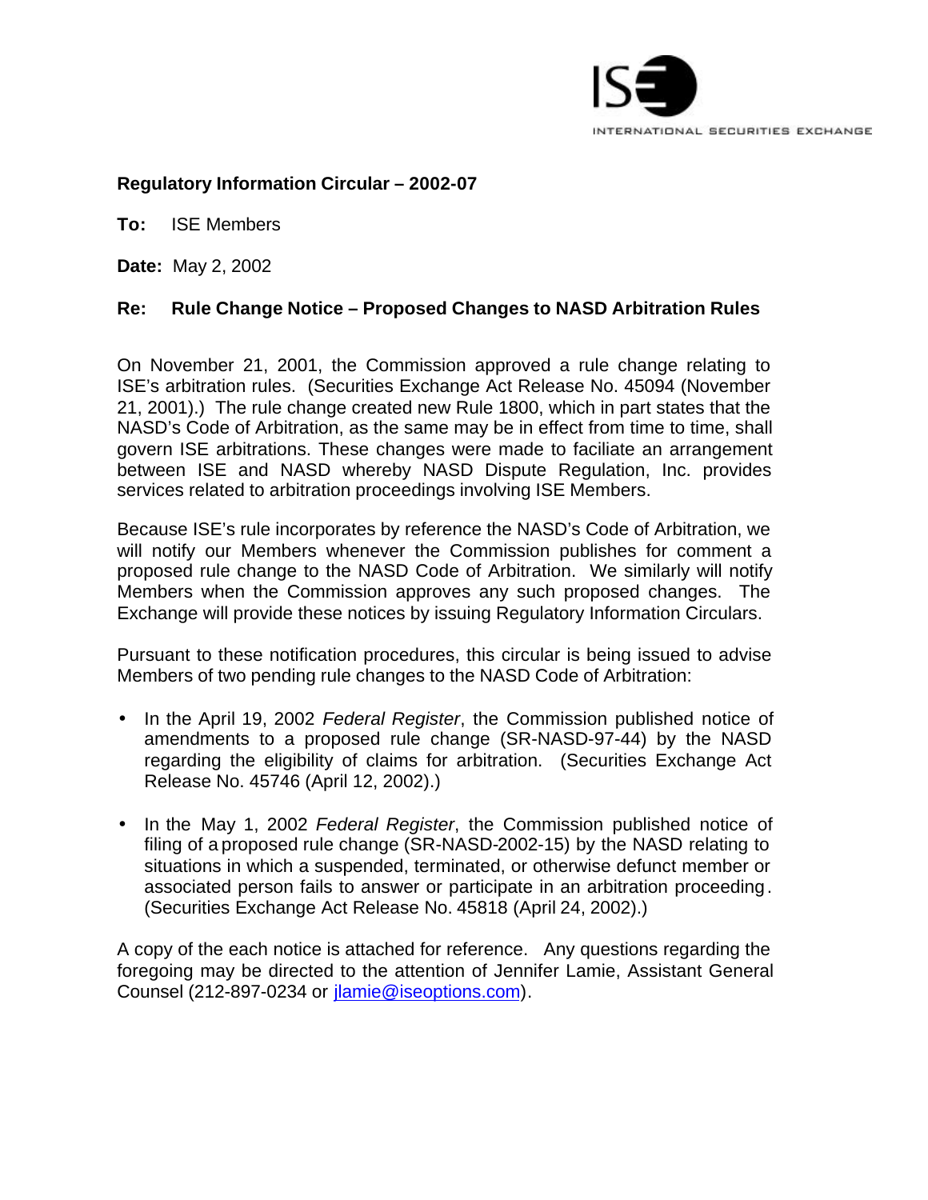ISE

INTERNATIONAL SECURITIES EXCHANGE

**Regulatory Information Circular – 2002-07**

**To:** ISE Members

**Date:** May 2, 2002

**Re: Rule Change Notice – Proposed Changes to NASD Arbitration Rules**

On November 21, 2001, the Commission approved a rule change relating to ISE's arbitration rules. (Securities Exchange Act Release No. 45094 (November 21, 2001).) The rule change created new Rule 1800, which in part states that the NASD's Code of Arbitration, as the same may be in effect from time to time, shall govern ISE arbitrations. These changes were made to faciliate an arrangement between ISE and NASD whereby NASD Dispute Regulation, Inc. provides services related to arbitration proceedings involving ISE Members.

Because ISE's rule incorporates by reference the NASD's Code of Arbitration, we will notify our Members whenever the Commission publishes for comment a proposed rule change to the NASD Code of Arbitration. We similarly will notify Members when the Commission approves any such proposed changes. The Exchange will provide these notices by issuing Regulatory Information Circulars.

Pursuant to these notification procedures, this circular is being issued to advise Members of two pending rule changes to the NASD Code of Arbitration:

- In the April 19, 2002 *Federal Register*, the Commission published notice of amendments to a proposed rule change (SR-NASD-97-44) by the NASD regarding the eligibility of claims for arbitration. (Securities Exchange Act Release No. 45746 (April 12, 2002).)
- In the May 1, 2002 *Federal Register*, the Commission published notice of filing of a proposed rule change (SR-NASD-2002-15) by the NASD relating to situations in which a suspended, terminated, or otherwise defunct member or associated person fails to answer or participate in an arbitration proceeding. (Securities Exchange Act Release No. 45818 (April 24, 2002).)

A copy of the each notice is attached for reference. Any questions regarding the foregoing may be directed to the attention of Jennifer Lamie, Assistant General Counsel (212-897-0234 or jlamie@iseoptions.com).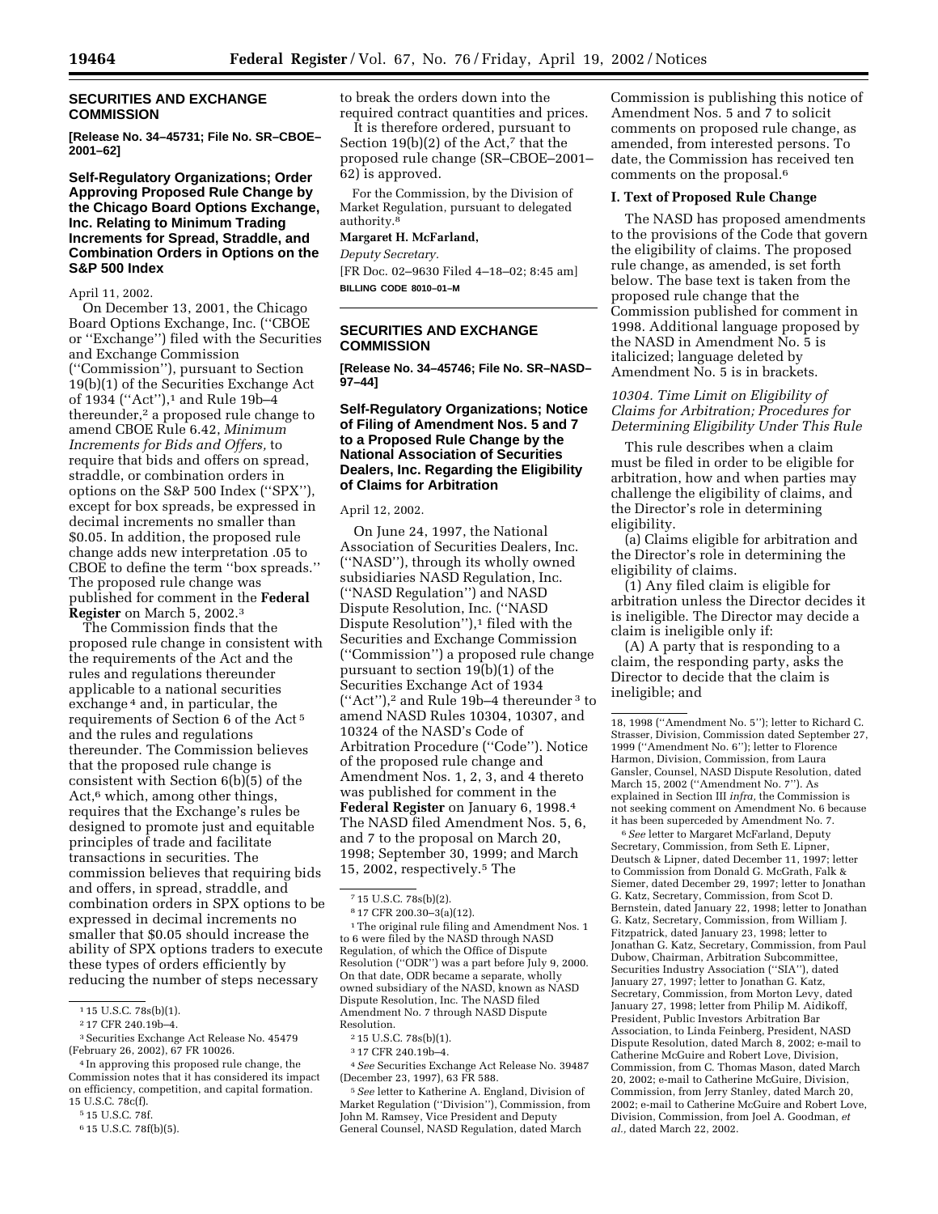## SECURITIES AND EXCHANGE COMMISSION

**[Release No. 34–45731; File No. SR–CBOE–2001–62]**

### Self-Regulatory Organizations; Order Approving Proposed Rule Change by the Chicago Board Options Exchange, Inc. Relating to Minimum Trading Increments for Spread, Straddle, and Combination Orders in Options on the S&P 500 Index

April 11, 2002.

On December 13, 2001, the Chicago Board Options Exchange, Inc. (''CBOE or ''Exchange'') filed with the Securities and Exchange Commission (''Commission''), pursuant to Section 19(b)(1) of the Securities Exchange Act of 1934 (''Act''),[1] and Rule 19b–4 thereunder,[2] a proposed rule change to amend CBOE Rule 6.42, *Minimum Increments for Bids and Offers,* to require that bids and offers on spread, straddle, or combination orders in options on the S&P 500 Index (''SPX''), except for box spreads, be expressed in decimal increments no smaller than $0.05. In addition, the proposed rule change adds new interpretation .05 to CBOE to define the term ''box spreads.'' The proposed rule change was published for comment in the **Federal Register** on March 5, 2002.[3]

The Commission finds that the proposed rule change in consistent with the requirements of the Act and the rules and regulations thereunder applicable to a national securities exchange[4] and, in particular, the requirements of Section 6 of the Act[5] and the rules and regulations thereunder. The Commission believes that the proposed rule change is consistent with Section 6(b)(5) of the Act,[6] which, among other things, requires that the Exchange's rules be designed to promote just and equitable principles of trade and facilitate transactions in securities. The commission believes that requiring bids and offers, in spread, straddle, and combination orders in SPX options to be expressed in decimal increments no smaller that $0.05 should increase the ability of SPX options traders to execute these types of orders efficiently by reducing the number of steps necessary to break the orders down into the required contract quantities and prices.

It is therefore ordered, pursuant to Section 19(b)(2) of the Act,[7] that the proposed rule change (SR–CBOE–2001–62) is approved.

For the Commission, by the Division of Market Regulation, pursuant to delegated authority.[8]

**Margaret H. McFarland,**

*Deputy Secretary.*

[FR Doc. 02–9630 Filed 4–18–02; 8:45 am]

**BILLING CODE 8010–01–M**

[1] 15 U.S.C. 78s(b)(1).

[2] 17 CFR 240.19b–4.

[3] Securities Exchange Act Release No. 45479 (February 26, 2002), 67 FR 10026.

[4] In approving this proposed rule change, the Commission notes that it has considered its impact on efficiency, competition, and capital formation. 15 U.S.C. 78c(f).

[5] 15 U.S.C. 78f.

[6] 15 U.S.C. 78f(b)(5).

[7] 15 U.S.C. 78s(b)(2).

[8] 17 CFR 200.30–3(a)(12).

## SECURITIES AND EXCHANGE COMMISSION

**[Release No. 34–45746; File No. SR–NASD–97–44]**

### Self-Regulatory Organizations; Notice of Filing of Amendment Nos. 5 and 7 to a Proposed Rule Change by the National Association of Securities Dealers, Inc. Regarding the Eligibility of Claims for Arbitration

April 12, 2002.

On June 24, 1997, the National Association of Securities Dealers, Inc. (''NASD''), through its wholly owned subsidiaries NASD Regulation, Inc. (''NASD Regulation'') and NASD Dispute Resolution, Inc. (''NASD Dispute Resolution''),[1] filed with the Securities and Exchange Commission (''Commission'') a proposed rule change pursuant to section 19(b)(1) of the Securities Exchange Act of 1934 (''Act''),[2] and Rule 19b–4 thereunder[3] to amend NASD Rules 10304, 10307, and 10324 of the NASD's Code of Arbitration Procedure (''Code''). Notice of the proposed rule change and Amendment Nos. 1, 2, 3, and 4 thereto was published for comment in the **Federal Register** on January 6, 1998.[4] The NASD filed Amendment Nos. 5, 6, and 7 to the proposal on March 20, 1998; September 30, 1999; and March 15, 2002, respectively.[5] The Commission is publishing this notice of Amendment Nos. 5 and 7 to solicit comments on proposed rule change, as amended, from interested persons. To date, the Commission has received ten comments on the proposal.[6]

[1] The original rule filing and Amendment Nos. 1 to 6 were filed by the NASD through NASD Regulation, of which the Office of Dispute Resolution (''ODR'') was a part before July 9, 2000. On that date, ODR became a separate, wholly owned subsidiary of the NASD, known as NASD Dispute Resolution, Inc. The NASD filed Amendment No. 7 through NASD Dispute Resolution.

[2] 15 U.S.C. 78s(b)(1).

[3] 17 CFR 240.19b–4.

[4] *See* Securities Exchange Act Release No. 39487 (December 23, 1997), 63 FR 588.

[5] *See* letter to Katherine A. England, Division of Market Regulation (''Division''), Commission, from John M. Ramsey, Vice President and Deputy General Counsel, NASD Regulation, dated March 18, 1998 (''Amendment No. 5''); letter to Richard C. Strasser, Division, Commission dated September 27, 1999 (''Amendment No. 6''); letter to Florence Harmon, Division, Commission, from Laura Gansler, Counsel, NASD Dispute Resolution, dated March 15, 2002 (''Amendment No. 7''). As explained in Section III *infra,* the Commission is not seeking comment on Amendment No. 6 because it has been superceded by Amendment No. 7.

[6] *See* letter to Margaret McFarland, Deputy Secretary, Commission, from Seth E. Lipner, Deutsch & Lipner, dated December 11, 1997; letter to Commission from Donald G. McGrath, Falk & Siemer, dated December 29, 1997; letter to Jonathan G. Katz, Secretary, Commission, from Scot D. Bernstein, dated January 22, 1998; letter to Jonathan G. Katz, Secretary, Commission, from William J. Fitzpatrick, dated January 23, 1998; letter to Jonathan G. Katz, Secretary, Commission, from Paul Dubow, Chairman, Arbitration Subcommittee, Securities Industry Association (''SIA''), dated January 27, 1997; letter to Jonathan G. Katz, Secretary, Commission, from Morton Levy, dated January 27, 1998; letter from Philip M. Aidikoff, President, Public Investors Arbitration Bar Association, to Linda Feinberg, President, NASD Dispute Resolution, dated March 8, 2002; e-mail to Catherine McGuire and Robert Love, Division, Commission, from C. Thomas Mason, dated March 20, 2002; e-mail to Catherine McGuire, Division, Commission, from Jerry Stanley, dated March 20, 2002; e-mail to Catherine McGuire and Robert Love, Division, Commission, from Joel A. Goodman, *et al.,* dated March 22, 2002.

#### I. Text of Proposed Rule Change

The NASD has proposed amendments to the provisions of the Code that govern the eligibility of claims. The proposed rule change, as amended, is set forth below. The base text is taken from the proposed rule change that the Commission published for comment in 1998. Additional language proposed by the NASD in Amendment No. 5 is italicized; language deleted by Amendment No. 5 is in brackets.

*10304. Time Limit on Eligibility of Claims for Arbitration; Procedures for Determining Eligibility Under This Rule*

This rule describes when a claim must be filed in order to be eligible for arbitration, how and when parties may challenge the eligibility of claims, and the Director's role in determining eligibility.

(a) Claims eligible for arbitration and the Director's role in determining the eligibility of claims.

(1) Any filed claim is eligible for arbitration unless the Director decides it is ineligible. The Director may decide a claim is ineligible only if:

(A) A party that is responding to a claim, the responding party, asks the Director to decide that the claim is ineligible; and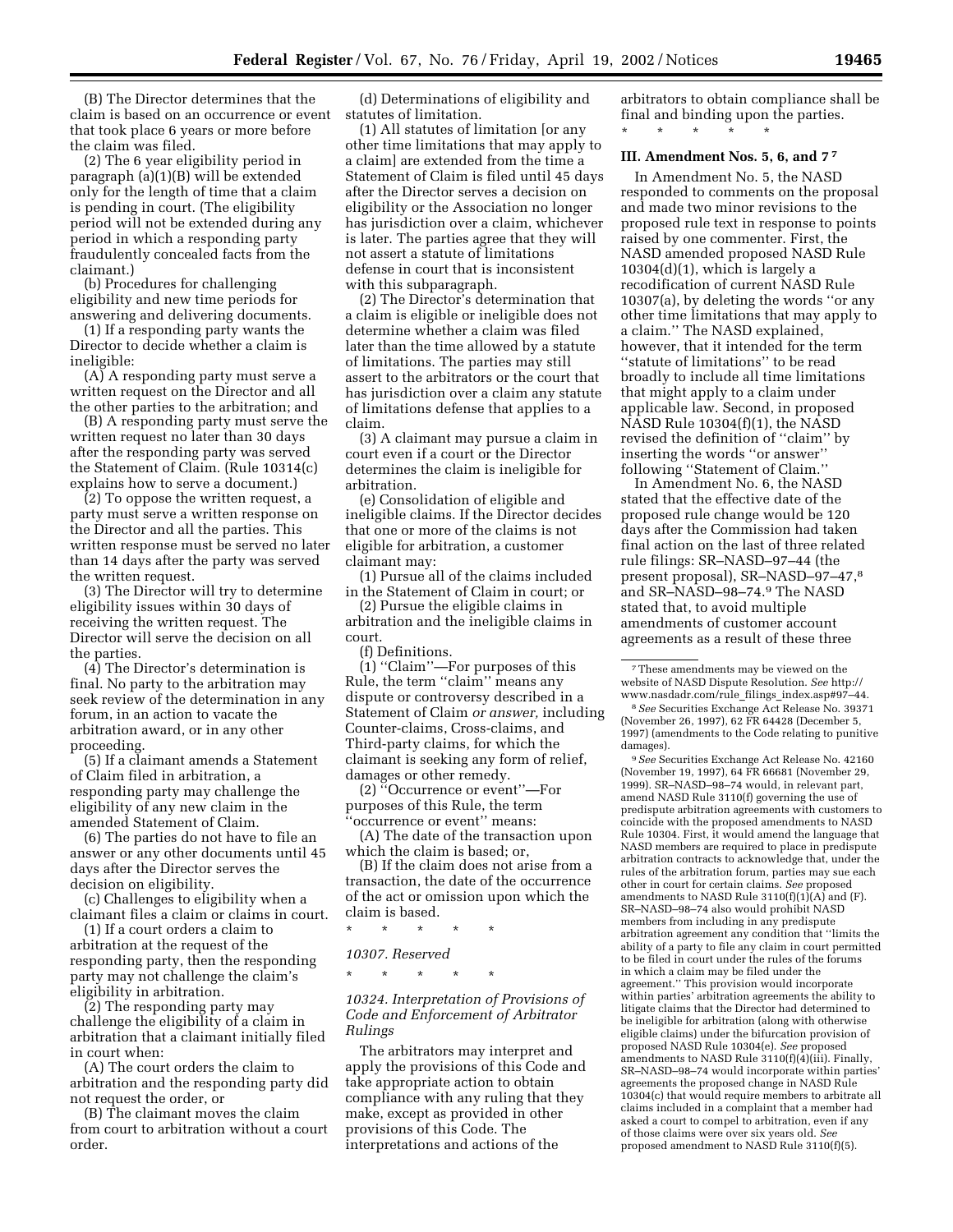(B) The Director determines that the claim is based on an occurrence or event that took place 6 years or more before the claim was filed.

(2) The 6 year eligibility period in paragraph (a)(1)(B) will be extended only for the length of time that a claim is pending in court. (The eligibility period will not be extended during any period in which a responding party fraudulently concealed facts from the claimant.)

(b) Procedures for challenging eligibility and new time periods for answering and delivering documents.

(1) If a responding party wants the Director to decide whether a claim is ineligible:

(A) A responding party must serve a written request on the Director and all the other parties to the arbitration; and

(B) A responding party must serve the written request no later than 30 days after the responding party was served the Statement of Claim. (Rule 10314(c) explains how to serve a document.)

(2) To oppose the written request, a party must serve a written response on the Director and all the parties. This written response must be served no later than 14 days after the party was served the written request.

(3) The Director will try to determine eligibility issues within 30 days of receiving the written request. The Director will serve the decision on all the parties.

(4) The Director's determination is final. No party to the arbitration may seek review of the determination in any forum, in an action to vacate the arbitration award, or in any other proceeding.

(5) If a claimant amends a Statement of Claim filed in arbitration, a responding party may challenge the eligibility of any new claim in the amended Statement of Claim.

(6) The parties do not have to file an answer or any other documents until 45 days after the Director serves the decision on eligibility.

(c) Challenges to eligibility when a claimant files a claim or claims in court.

(1) If a court orders a claim to arbitration at the request of the responding party, then the responding party may not challenge the claim's eligibility in arbitration.

(2) The responding party may challenge the eligibility of a claim in arbitration that a claimant initially filed in court when:

(A) The court orders the claim to arbitration and the responding party did not request the order, or

(B) The claimant moves the claim from court to arbitration without a court order.

(d) Determinations of eligibility and statutes of limitation.

(1) All statutes of limitation [or any other time limitations that may apply to a claim] are extended from the time a Statement of Claim is filed until 45 days after the Director serves a decision on eligibility or the Association no longer has jurisdiction over a claim, whichever is later. The parties agree that they will not assert a statute of limitations defense in court that is inconsistent with this subparagraph.

(2) The Director's determination that a claim is eligible or ineligible does not determine whether a claim was filed later than the time allowed by a statute of limitations. The parties may still assert to the arbitrators or the court that has jurisdiction over a claim any statute of limitations defense that applies to a claim.

(3) A claimant may pursue a claim in court even if a court or the Director determines the claim is ineligible for arbitration.

(e) Consolidation of eligible and ineligible claims. If the Director decides that one or more of the claims is not eligible for arbitration, a customer claimant may:

(1) Pursue all of the claims included in the Statement of Claim in court; or

(2) Pursue the eligible claims in arbitration and the ineligible claims in court.

(f) Definitions.

(1) ''Claim''—For purposes of this Rule, the term ''claim'' means any dispute or controversy described in a Statement of Claim *or answer,* including Counter-claims, Cross-claims, and Third-party claims, for which the claimant is seeking any form of relief, damages or other remedy.

(2) ''Occurrence or event''—For purposes of this Rule, the term ''occurrence or event'' means:

(A) The date of the transaction upon which the claim is based; or,

(B) If the claim does not arise from a transaction, the date of the occurrence of the act or omission upon which the claim is based.

\* \* \* \* \*

*10307. Reserved*

\* \* \* \* \*

*10324. Interpretation of Provisions of Code and Enforcement of Arbitrator Rulings*

The arbitrators may interpret and apply the provisions of this Code and take appropriate action to obtain compliance with any ruling that they make, except as provided in other provisions of this Code. The interpretations and actions of the arbitrators to obtain compliance shall be final and binding upon the parties.

\* \* \* \* \*

## III. Amendment Nos. 5, 6, and 7 [7]

In Amendment No. 5, the NASD responded to comments on the proposal and made two minor revisions to the proposed rule text in response to points raised by one commenter. First, the NASD amended proposed NASD Rule 10304(d)(1), which is largely a recodification of current NASD Rule 10307(a), by deleting the words ''or any other time limitations that may apply to a claim.'' The NASD explained, however, that it intended for the term ''statute of limitations'' to be read broadly to include all time limitations that might apply to a claim under applicable law. Second, in proposed NASD Rule 10304(f)(1), the NASD revised the definition of ''claim'' by inserting the words ''or answer'' following ''Statement of Claim.''

In Amendment No. 6, the NASD stated that the effective date of the proposed rule change would be 120 days after the Commission had taken final action on the last of three related rule filings: SR–NASD–97–44 (the present proposal), SR–NASD–97–47,[8] and SR–NASD–98–74.[9] The NASD stated that, to avoid multiple amendments of customer account agreements as a result of these three

---

[7] These amendments may be viewed on the website of NASD Dispute Resolution. *See* http://www.nasdadr.com/rule_filings_index.asp#97–44.

[8] *See* Securities Exchange Act Release No. 39371 (November 26, 1997), 62 FR 64428 (December 5, 1997) (amendments to the Code relating to punitive damages).

[9] *See* Securities Exchange Act Release No. 42160 (November 19, 1997), 64 FR 66681 (November 29, 1999). SR–NASD–98–74 would, in relevant part, amend NASD Rule 3110(f) governing the use of predispute arbitration agreements with customers to coincide with the proposed amendments to NASD Rule 10304. First, it would amend the language that NASD members are required to place in predispute arbitration contracts to acknowledge that, under the rules of the arbitration forum, parties may sue each other in court for certain claims. *See* proposed amendments to NASD Rule 3110(f)(1)(A) and (F). SR–NASD–98–74 also would prohibit NASD members from including in any predispute arbitration agreement any condition that ''limits the ability of a party to file any claim in court permitted to be filed in court under the rules of the forums in which a claim may be filed under the agreement.'' This provision would incorporate within parties' arbitration agreements the ability to litigate claims that the Director had determined to be ineligible for arbitration (along with otherwise eligible claims) under the bifurcation provision of proposed NASD Rule 10304(e). *See* proposed amendments to NASD Rule 3110(f)(4)(iii). Finally, SR–NASD–98–74 would incorporate within parties' agreements the proposed change in NASD Rule 10304(c) that would require members to arbitrate all claims included in a complaint that a member had asked a court to compel to arbitration, even if any of those claims were over six years old. *See* proposed amendment to NASD Rule 3110(f)(5).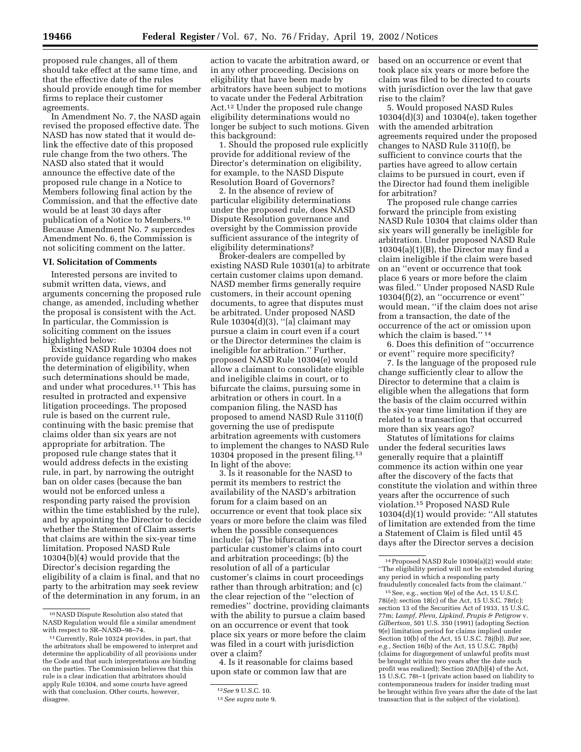proposed rule changes, all of them should take effect at the same time, and that the effective date of the rules should provide enough time for member firms to replace their customer agreements.

In Amendment No. 7, the NASD again revised the proposed effective date. The NASD has now stated that it would de-link the effective date of this proposed rule change from the two others. The NASD also stated that it would announce the effective date of the proposed rule change in a Notice to Members following final action by the Commission, and that the effective date would be at least 30 days after publication of a Notice to Members.[10] Because Amendment No. 7 supercedes Amendment No. 6, the Commission is not soliciting comment on the latter.

### VI. Solicitation of Comments

Interested persons are invited to submit written data, views, and arguments concerning the proposed rule change, as amended, including whether the proposal is consistent with the Act. In particular, the Commission is soliciting comment on the issues highlighted below:

Existing NASD Rule 10304 does not provide guidance regarding who makes the determination of eligibility, when such determinations should be made, and under what procedures.[11] This has resulted in protracted and expensive litigation proceedings. The proposed rule is based on the current rule, continuing with the basic premise that claims older than six years are not appropriate for arbitration. The proposed rule change states that it would address defects in the existing rule, in part, by narrowing the outright ban on older cases (because the ban would not be enforced unless a responding party raised the provision within the time established by the rule), and by appointing the Director to decide whether the Statement of Claim asserts that claims are within the six-year time limitation. Proposed NASD Rule 10304(b)(4) would provide that the Director's decision regarding the eligibility of a claim is final, and that no party to the arbitration may seek review of the determination in any forum, in an action to vacate the arbitration award, or in any other proceeding. Decisions on eligibility that have been made by arbitrators have been subject to motions to vacate under the Federal Arbitration Act.[12] Under the proposed rule change eligibility determinations would no longer be subject to such motions. Given this background:

1. Should the proposed rule explicitly provide for additional review of the Director's determination on eligibility, for example, to the NASD Dispute Resolution Board of Governors?

2. In the absence of review of particular eligibility determinations under the proposed rule, does NASD Dispute Resolution governance and oversight by the Commission provide sufficient assurance of the integrity of eligibility determinations?

Broker-dealers are compelled by existing NASD Rule 10301(a) to arbitrate certain customer claims upon demand. NASD member firms generally require customers, in their account opening documents, to agree that disputes must be arbitrated. Under proposed NASD Rule 10304(d)(3), "[a] claimant may pursue a claim in court even if a court or the Director determines the claim is ineligible for arbitration." Further, proposed NASD Rule 10304(e) would allow a claimant to consolidate eligible and ineligible claims in court, or to bifurcate the claims, pursuing some in arbitration or others in court. In a companion filing, the NASD has proposed to amend NASD Rule 3110(f) governing the use of predispute arbitration agreements with customers to implement the changes to NASD Rule 10304 proposed in the present filing.[13] In light of the above:

3. Is it reasonable for the NASD to permit its members to restrict the availability of the NASD's arbitration forum for a claim based on an occurrence or event that took place six years or more before the claim was filed when the possible consequences include: (a) The bifurcation of a particular customer's claims into court and arbitration proceedings; (b) the resolution of all of a particular customer's claims in court proceedings rather than through arbitration; and (c) the clear rejection of the "election of remedies" doctrine, providing claimants with the ability to pursue a claim based on an occurrence or event that took place six years or more before the claim was filed in a court with jurisdiction over a claim?

4. Is it reasonable for claims based upon state or common law that are based on an occurrence or event that took place six years or more before the claim was filed to be directed to courts with jurisdiction over the law that gave rise to the claim?

5. Would proposed NASD Rules 10304(d)(3) and 10304(e), taken together with the amended arbitration agreements required under the proposed changes to NASD Rule 3110(f), be sufficient to convince courts that the parties have agreed to allow certain claims to be pursued in court, even if the Director had found them ineligible for arbitration?

The proposed rule change carries forward the principle from existing NASD Rule 10304 that claims older than six years will generally be ineligible for arbitration. Under proposed NASD Rule 10304(a)(1)(B), the Director may find a claim ineligible if the claim were based on an "event or occurrence that took place 6 years or more before the claim was filed." Under proposed NASD Rule 10304(f)(2), an "occurrence or event" would mean, "if the claim does not arise from a transaction, the date of the occurrence of the act or omission upon which the claim is based." [14]

6. Does this definition of "occurrence or event" require more specificity?

7. Is the language of the proposed rule change sufficiently clear to allow the Director to determine that a claim is eligible when the allegations that form the basis of the claim occurred within the six-year time limitation if they are related to a transaction that occurred more than six years ago?

Statutes of limitations for claims under the federal securities laws generally require that a plaintiff commence its action within one year after the discovery of the facts that constitute the violation and within three years after the occurrence of such violation.[15] Proposed NASD Rule 10304(d)(1) would provide: "All statutes of limitation are extended from the time a Statement of Claim is filed until 45 days after the Director serves a decision

---

[10] NASD Dispute Resolution also stated that NASD Regulation would file a similar amendment with respect to SR–NASD–98–74.

[11] Currently, Rule 10324 provides, in part, that the arbitrators shall be empowered to interpret and determine the applicability of all provisions under the Code and that such interpretations are binding on the parties. The Commission believes that this rule is a clear indication that arbitrators should apply Rule 10304, and some courts have agreed with that conclusion. Other courts, however, disagree.

[12] *See* 9 U.S.C. 10.

[13] *See supra* note 9.

[14] Proposed NASD Rule 10304(a)(2) would state: "The eligibility period will not be extended during any period in which a responding party fraudulently concealed facts from the claimant."

[15] See, e.g., section 9(e) of the Act, 15 U.S.C. 78i(e); section 18(c) of the Act, 15 U.S.C. 78r(c); section 13 of the Securities Act of 1933, 15 U.S.C. 77m; *Lampf, Pleva, Lipkind, Prupis & Petigrow* v. *Gilbertson,* 501 U.S. 350 (1991) (adopting Section 9(e) limitation period for claims implied under Section 10(b) of the Act, 15 U.S.C. 78j(b)). *But see, e.g.,* Section 16(b) of the Act, 15 U.S.C. 78p(b) (claims for disgorgement of unlawful profits must be brought within two years after the date such profit was realized); Section 20A(b)(4) of the Act, 15 U.S.C. 78t–1 (private action based on liability to contemporaneous traders for insider trading must be brought within five years after the date of the last transaction that is the subject of the violation).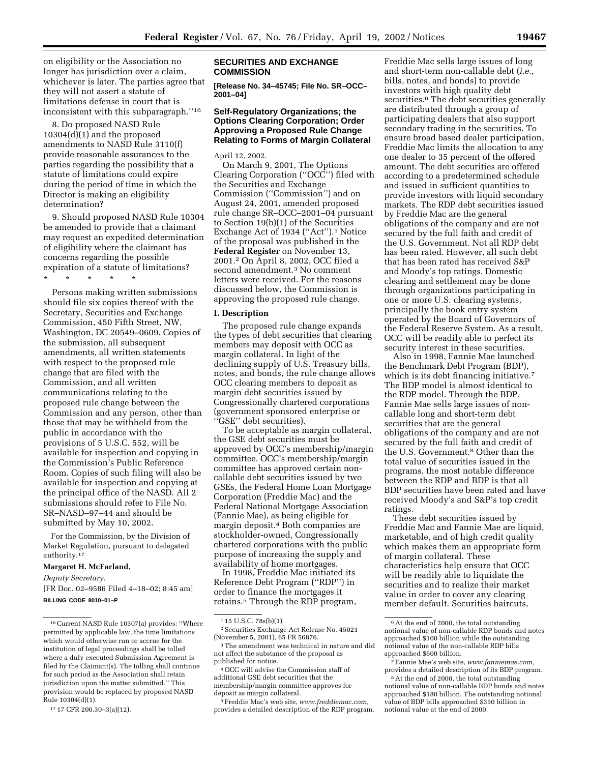on eligibility or the Association no longer has jurisdiction over a claim, whichever is later. The parties agree that they will not assert a statute of limitations defense in court that is inconsistent with this subparagraph.''[16]

8. Do proposed NASD Rule 10304(d)(1) and the proposed amendments to NASD Rule 3110(f) provide reasonable assurances to the parties regarding the possibility that a statute of limitations could expire during the period of time in which the Director is making an eligibility determination?

9. Should proposed NASD Rule 10304 be amended to provide that a claimant may request an expedited determination of eligibility where the claimant has concerns regarding the possible expiration of a statute of limitations?

\* \* \* \* \*

Persons making written submissions should file six copies thereof with the Secretary, Securities and Exchange Commission, 450 Fifth Street, NW, Washington, DC 20549–0609. Copies of the submission, all subsequent amendments, all written statements with respect to the proposed rule change that are filed with the Commission, and all written communications relating to the proposed rule change between the Commission and any person, other than those that may be withheld from the public in accordance with the provisions of 5 U.S.C. 552, will be available for inspection and copying in the Commission's Public Reference Room. Copies of such filing will also be available for inspection and copying at the principal office of the NASD. All 2 submissions should refer to File No. SR–NASD–97–44 and should be submitted by May 10, 2002.

For the Commission, by the Division of Market Regulation, pursuant to delegated authority.[17]

**Margaret H. McFarland,**

*Deputy Secretary.*

[FR Doc. 02–9586 Filed 4–18–02; 8:45 am]

**BILLING CODE 8010–01–P**

[16] Current NASD Rule 10307(a) provides: ''Where permitted by applicable law, the time limitations which would otherwise run or accrue for the institution of legal proceedings shall be tolled where a duly executed Submission Agreement is filed by the Claimant(s). The tolling shall continue for such period as the Association shall retain jurisdiction upon the matter submitted.'' This provision would be replaced by proposed NASD Rule 10304(d)(1).

[17] 17 CFR 200.30–3(a)(12).

## SECURITIES AND EXCHANGE COMMISSION

**[Release No. 34–45745; File No. SR–OCC–2001–04]**

### Self-Regulatory Organizations; the Options Clearing Corporation; Order Approving a Proposed Rule Change Relating to Forms of Margin Collateral

April 12, 2002.

On March 9, 2001, The Options Clearing Corporation (''OCC'') filed with the Securities and Exchange Commission (''Commission'') and on August 24, 2001, amended proposed rule change SR–OCC–2001–04 pursuant to Section 19(b)(1) of the Securities Exchange Act of 1934 (''Act'').[1] Notice of the proposal was published in the **Federal Register** on November 13, 2001.[2] On April 8, 2002, OCC filed a second amendment.[3] No comment letters were received. For the reasons discussed below, the Commission is approving the proposed rule change.

#### I. Description

The proposed rule change expands the types of debt securities that clearing members may deposit with OCC as margin collateral. In light of the declining supply of U.S. Treasury bills, notes, and bonds, the rule change allows OCC clearing members to deposit as margin debt securities issued by Congressionally chartered corporations (government sponsored enterprise or ''GSE'' debt securities).

To be acceptable as margin collateral, the GSE debt securities must be approved by OCC's membership/margin committee. OCC's membership/margin committee has approved certain non-callable debt securities issued by two GSEs, the Federal Home Loan Mortgage Corporation (Freddie Mac) and the Federal National Mortgage Association (Fannie Mae), as being eligible for margin deposit.[4] Both companies are stockholder-owned, Congressionally chartered corporations with the public purpose of increasing the supply and availability of home mortgages.

In 1998, Freddie Mac initiated its Reference Debt Program (''RDP'') in order to finance the mortgages it retains.[5] Through the RDP program, Freddie Mac sells large issues of long and short-term non-callable debt (*i.e.,* bills, notes, and bonds) to provide investors with high quality debt securities.[6] The debt securities generally are distributed through a group of participating dealers that also support secondary trading in the securities. To ensure broad based dealer participation, Freddie Mac limits the allocation to any one dealer to 35 percent of the offered amount. The debt securities are offered according to a predetermined schedule and issued in sufficient quantities to provide investors with liquid secondary markets. The RDP debt securities issued by Freddie Mac are the general obligations of the company and are not secured by the full faith and credit of the U.S. Government. Not all RDP debt has been rated. However, all such debt that has been rated has received S&P and Moody's top ratings. Domestic clearing and settlement may be done through organizations participating in one or more U.S. clearing systems, principally the book entry system operated by the Board of Governors of the Federal Reserve System. As a result, OCC will be readily able to perfect its security interest in these securities.

Also in 1998, Fannie Mae launched the Benchmark Debt Program (BDP), which is its debt financing initiative.[7] The BDP model is almost identical to the RDP model. Through the BDP, Fannie Mae sells large issues of non-callable long and short-term debt securities that are the general obligations of the company and are not secured by the full faith and credit of the U.S. Government.[8] Other than the total value of securities issued in the programs, the most notable difference between the RDP and BDP is that all BDP securities have been rated and have received Moody's and S&P's top credit ratings.

These debt securities issued by Freddie Mac and Fannie Mae are liquid, marketable, and of high credit quality which makes them an appropriate form of margin collateral. These characteristics help ensure that OCC will be readily able to liquidate the securities and to realize their market value in order to cover any clearing member default. Securities haircuts,

[1] 15 U.S.C. 78s(b)(1).

[2] Securities Exchange Act Release No. 45021 (November 5, 2001), 65 FR 56876.

[3] The amendment was technical in nature and did not affect the substance of the proposal as published for notice.

[4] OCC will advise the Commission staff of additional GSE debt securities that the membership/margin committee approves for deposit as margin collateral.

[5] Freddie Mac's web site, *www.freddiemac.com,* provides a detailed description of the RDP program.

[6] At the end of 2000, the total outstanding notional value of non-callable RDP bonds and notes approached $100 billion while the outstanding notional value of the non-callable RDP bills approached $600 billion.

[7] Fannie Mae's web site, *www.fanniemae.com,* provides a detailed description of its BDP program.

[8] At the end of 2000, the total outstanding notional value of non-callable BDP bonds and notes approached $180 billion. The outstanding notional value of BDP bills approached $350 billion in notional value at the end of 2000.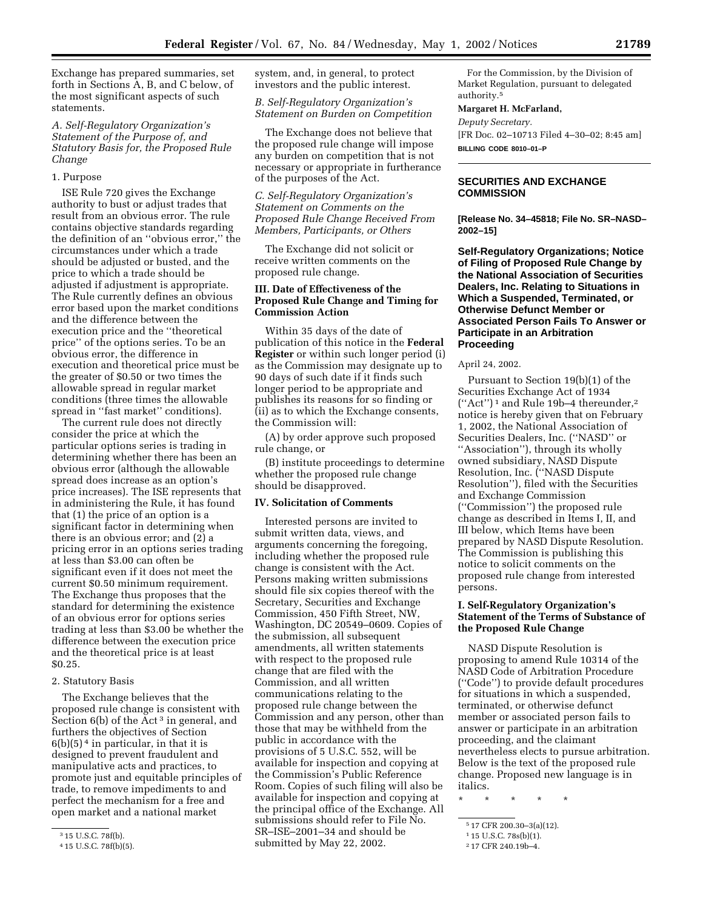Exchange has prepared summaries, set forth in Sections A, B, and C below, of the most significant aspects of such statements.

*A. Self-Regulatory Organization's Statement of the Purpose of, and Statutory Basis for, the Proposed Rule Change*

1. Purpose

ISE Rule 720 gives the Exchange authority to bust or adjust trades that result from an obvious error. The rule contains objective standards regarding the definition of an ''obvious error,'' the circumstances under which a trade should be adjusted or busted, and the price to which a trade should be adjusted if adjustment is appropriate. The Rule currently defines an obvious error based upon the market conditions and the difference between the execution price and the ''theoretical price'' of the options series. To be an obvious error, the difference in execution and theoretical price must be the greater of $0.50 or two times the allowable spread in regular market conditions (three times the allowable spread in ''fast market'' conditions).

The current rule does not directly consider the price at which the particular options series is trading in determining whether there has been an obvious error (although the allowable spread does increase as an option's price increases). The ISE represents that in administering the Rule, it has found that (1) the price of an option is a significant factor in determining when there is an obvious error; and (2) a pricing error in an options series trading at less than $3.00 can often be significant even if it does not meet the current $0.50 minimum requirement. The Exchange thus proposes that the standard for determining the existence of an obvious error for options series trading at less than $3.00 be whether the difference between the execution price and the theoretical price is at least $0.25.

2. Statutory Basis

The Exchange believes that the proposed rule change is consistent with Section 6(b) of the Act [3] in general, and furthers the objectives of Section 6(b)(5) [4] in particular, in that it is designed to prevent fraudulent and manipulative acts and practices, to promote just and equitable principles of trade, to remove impediments to and perfect the mechanism for a free and open market and a national market system, and, in general, to protect investors and the public interest.

*B. Self-Regulatory Organization's Statement on Burden on Competition*

The Exchange does not believe that the proposed rule change will impose any burden on competition that is not necessary or appropriate in furtherance of the purposes of the Act.

*C. Self-Regulatory Organization's Statement on Comments on the Proposed Rule Change Received From Members, Participants, or Others*

The Exchange did not solicit or receive written comments on the proposed rule change.

## III. Date of Effectiveness of the Proposed Rule Change and Timing for Commission Action

Within 35 days of the date of publication of this notice in the **Federal Register** or within such longer period (i) as the Commission may designate up to 90 days of such date if it finds such longer period to be appropriate and publishes its reasons for so finding or (ii) as to which the Exchange consents, the Commission will:

(A) by order approve such proposed rule change, or

(B) institute proceedings to determine whether the proposed rule change should be disapproved.

## IV. Solicitation of Comments

Interested persons are invited to submit written data, views, and arguments concerning the foregoing, including whether the proposed rule change is consistent with the Act. Persons making written submissions should file six copies thereof with the Secretary, Securities and Exchange Commission, 450 Fifth Street, NW, Washington, DC 20549–0609. Copies of the submission, all subsequent amendments, all written statements with respect to the proposed rule change that are filed with the Commission, and all written communications relating to the proposed rule change between the Commission and any person, other than those that may be withheld from the public in accordance with the provisions of 5 U.S.C. 552, will be available for inspection and copying at the Commission's Public Reference Room. Copies of such filing will also be available for inspection and copying at the principal office of the Exchange. All submissions should refer to File No. SR–ISE–2001–34 and should be submitted by May 22, 2002.

For the Commission, by the Division of Market Regulation, pursuant to delegated authority.[5]

**Margaret H. McFarland,**

*Deputy Secretary.*

[FR Doc. 02–10713 Filed 4–30–02; 8:45 am]

**BILLING CODE 8010–01–P**

---

[3] 15 U.S.C. 78f(b).

[4] 15 U.S.C. 78f(b)(5).

[5] 17 CFR 200.30–3(a)(12).

---

# SECURITIES AND EXCHANGE COMMISSION

**[Release No. 34–45818; File No. SR–NASD–2002–15]**

## Self-Regulatory Organizations; Notice of Filing of Proposed Rule Change by the National Association of Securities Dealers, Inc. Relating to Situations in Which a Suspended, Terminated, or Otherwise Defunct Member or Associated Person Fails To Answer or Participate in an Arbitration Proceeding

April 24, 2002.

Pursuant to Section 19(b)(1) of the Securities Exchange Act of 1934 (''Act'') [1] and Rule 19b–4 thereunder,[2] notice is hereby given that on February 1, 2002, the National Association of Securities Dealers, Inc. (''NASD'' or ''Association''), through its wholly owned subsidiary, NASD Dispute Resolution, Inc. (''NASD Dispute Resolution''), filed with the Securities and Exchange Commission (''Commission'') the proposed rule change as described in Items I, II, and III below, which Items have been prepared by NASD Dispute Resolution. The Commission is publishing this notice to solicit comments on the proposed rule change from interested persons.

## I. Self-Regulatory Organization's Statement of the Terms of Substance of the Proposed Rule Change

NASD Dispute Resolution is proposing to amend Rule 10314 of the NASD Code of Arbitration Procedure (''Code'') to provide default procedures for situations in which a suspended, terminated, or otherwise defunct member or associated person fails to answer or participate in an arbitration proceeding, and the claimant nevertheless elects to pursue arbitration. Below is the text of the proposed rule change. Proposed new language is in italics.

\* \* \* \* \*

---

[1] 15 U.S.C. 78s(b)(1).

[2] 17 CFR 240.19b–4.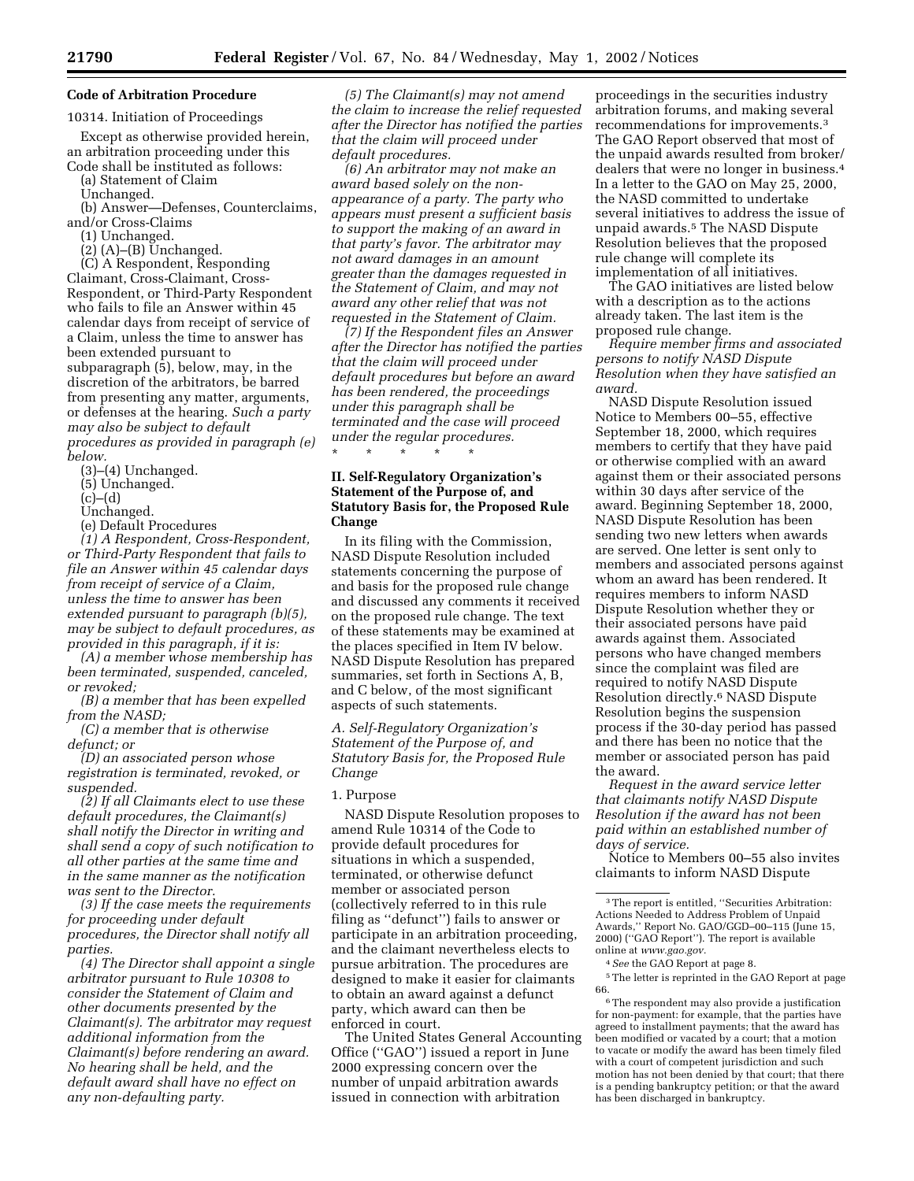**Code of Arbitration Procedure**

10314. Initiation of Proceedings

Except as otherwise provided herein, an arbitration proceeding under this Code shall be instituted as follows:

(a) Statement of Claim

Unchanged.

(b) Answer—Defenses, Counterclaims, and/or Cross-Claims

(1) Unchanged.

(2) (A)–(B) Unchanged.

(C) A Respondent, Responding Claimant, Cross-Claimant, Cross-Respondent, or Third-Party Respondent who fails to file an Answer within 45 calendar days from receipt of service of a Claim, unless the time to answer has been extended pursuant to subparagraph (5), below, may, in the discretion of the arbitrators, be barred from presenting any matter, arguments, or defenses at the hearing. *Such a party may also be subject to default procedures as provided in paragraph (e) below.*

(3)–(4) Unchanged.

(5) Unchanged.

(c)–(d)

Unchanged.

(e) Default Procedures

*(1) A Respondent, Cross-Respondent, or Third-Party Respondent that fails to file an Answer within 45 calendar days from receipt of service of a Claim, unless the time to answer has been extended pursuant to paragraph (b)(5), may be subject to default procedures, as provided in this paragraph, if it is:*

*(A) a member whose membership has been terminated, suspended, canceled, or revoked;*

*(B) a member that has been expelled from the NASD;*

*(C) a member that is otherwise defunct; or*

*(D) an associated person whose registration is terminated, revoked, or suspended.*

*(2) If all Claimants elect to use these default procedures, the Claimant(s) shall notify the Director in writing and shall send a copy of such notification to all other parties at the same time and in the same manner as the notification was sent to the Director.*

*(3) If the case meets the requirements for proceeding under default procedures, the Director shall notify all parties.*

*(4) The Director shall appoint a single arbitrator pursuant to Rule 10308 to consider the Statement of Claim and other documents presented by the Claimant(s). The arbitrator may request additional information from the Claimant(s) before rendering an award. No hearing shall be held, and the default award shall have no effect on any non-defaulting party.*

*(5) The Claimant(s) may not amend the claim to increase the relief requested after the Director has notified the parties that the claim will proceed under default procedures.*

*(6) An arbitrator may not make an award based solely on the non-appearance of a party. The party who appears must present a sufficient basis to support the making of an award in that party's favor. The arbitrator may not award damages in an amount greater than the damages requested in the Statement of Claim, and may not award any other relief that was not requested in the Statement of Claim.*

*(7) If the Respondent files an Answer after the Director has notified the parties that the claim will proceed under default procedures but before an award has been rendered, the proceedings under this paragraph shall be terminated and the case will proceed under the regular procedures.*

\* \* \* \* \*

## II. Self-Regulatory Organization's Statement of the Purpose of, and Statutory Basis for, the Proposed Rule Change

In its filing with the Commission, NASD Dispute Resolution included statements concerning the purpose of and basis for the proposed rule change and discussed any comments it received on the proposed rule change. The text of these statements may be examined at the places specified in Item IV below. NASD Dispute Resolution has prepared summaries, set forth in Sections A, B, and C below, of the most significant aspects of such statements.

### *A. Self-Regulatory Organization's Statement of the Purpose of, and Statutory Basis for, the Proposed Rule Change*

1. Purpose

NASD Dispute Resolution proposes to amend Rule 10314 of the Code to provide default procedures for situations in which a suspended, terminated, or otherwise defunct member or associated person (collectively referred to in this rule filing as "defunct") fails to answer or participate in an arbitration proceeding, and the claimant nevertheless elects to pursue arbitration. The procedures are designed to make it easier for claimants to obtain an award against a defunct party, which award can then be enforced in court.

The United States General Accounting Office ("GAO") issued a report in June 2000 expressing concern over the number of unpaid arbitration awards issued in connection with arbitration proceedings in the securities industry arbitration forums, and making several recommendations for improvements.[3] The GAO Report observed that most of the unpaid awards resulted from broker/dealers that were no longer in business.[4] In a letter to the GAO on May 25, 2000, the NASD committed to undertake several initiatives to address the issue of unpaid awards.[5] The NASD Dispute Resolution believes that the proposed rule change will complete its implementation of all initiatives.

The GAO initiatives are listed below with a description as to the actions already taken. The last item is the proposed rule change.

*Require member firms and associated persons to notify NASD Dispute Resolution when they have satisfied an award.*

NASD Dispute Resolution issued Notice to Members 00–55, effective September 18, 2000, which requires members to certify that they have paid or otherwise complied with an award against them or their associated persons within 30 days after service of the award. Beginning September 18, 2000, NASD Dispute Resolution has been sending two new letters when awards are served. One letter is sent only to members and associated persons against whom an award has been rendered. It requires members to inform NASD Dispute Resolution whether they or their associated persons have paid awards against them. Associated persons who have changed members since the complaint was filed are required to notify NASD Dispute Resolution directly.[6] NASD Dispute Resolution begins the suspension process if the 30-day period has passed and there has been no notice that the member or associated person has paid the award.

*Request in the award service letter that claimants notify NASD Dispute Resolution if the award has not been paid within an established number of days of service.*

Notice to Members 00–55 also invites claimants to inform NASD Dispute

---

[3] The report is entitled, "Securities Arbitration: Actions Needed to Address Problem of Unpaid Awards," Report No. GAO/GGD–00–115 (June 15, 2000) ("GAO Report"). The report is available online at *www.gao.gov.*

[4] *See* the GAO Report at page 8.

[5] The letter is reprinted in the GAO Report at page 66.

[6] The respondent may also provide a justification for non-payment: for example, that the parties have agreed to installment payments; that the award has been modified or vacated by a court; that a motion to vacate or modify the award has been timely filed with a court of competent jurisdiction and such motion has not been denied by that court; that there is a pending bankruptcy petition; or that the award has been discharged in bankruptcy.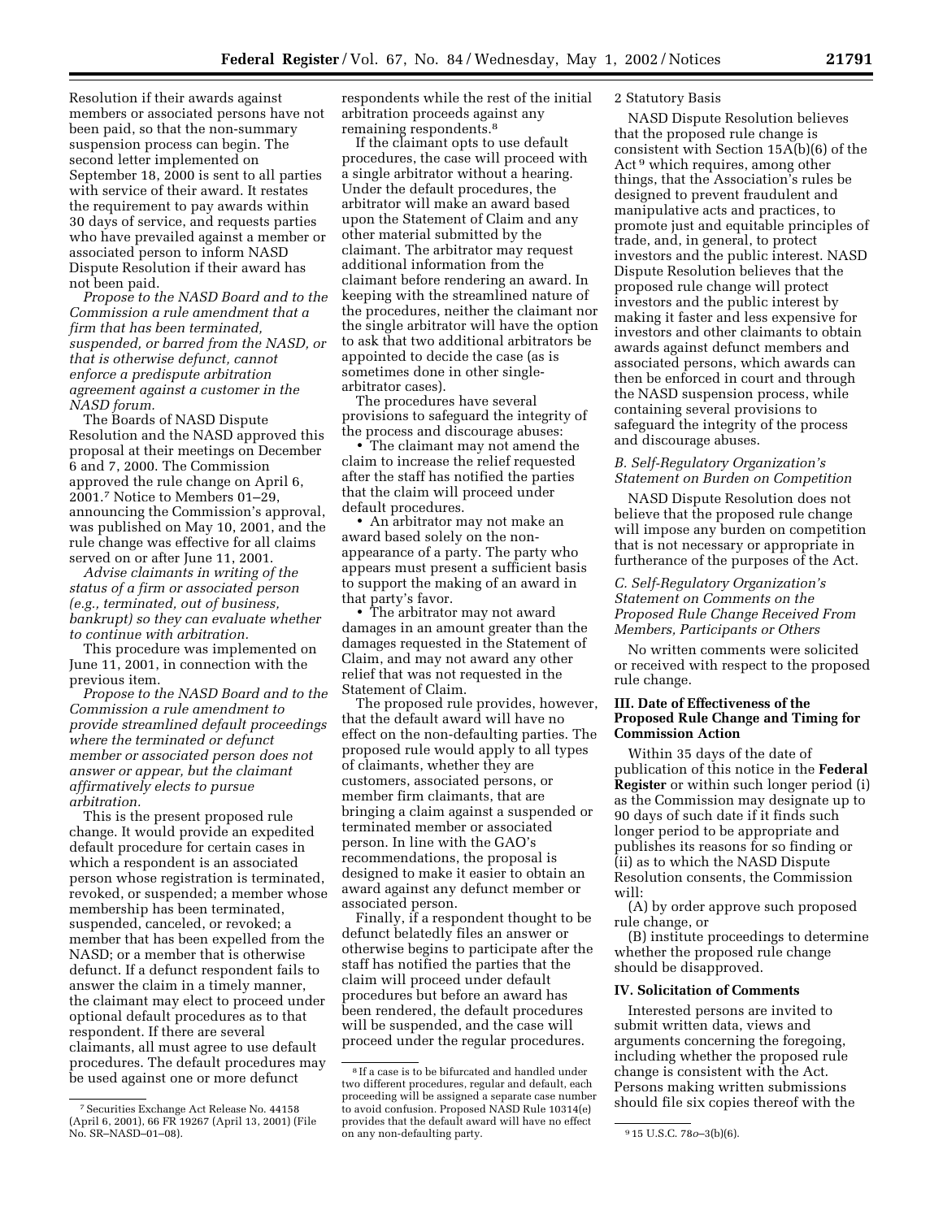Resolution if their awards against members or associated persons have not been paid, so that the non-summary suspension process can begin. The second letter implemented on September 18, 2000 is sent to all parties with service of their award. It restates the requirement to pay awards within 30 days of service, and requests parties who have prevailed against a member or associated person to inform NASD Dispute Resolution if their award has not been paid.

*Propose to the NASD Board and to the Commission a rule amendment that a firm that has been terminated, suspended, or barred from the NASD, or that is otherwise defunct, cannot enforce a predispute arbitration agreement against a customer in the NASD forum.*

The Boards of NASD Dispute Resolution and the NASD approved this proposal at their meetings on December 6 and 7, 2000. The Commission approved the rule change on April 6, 2001.[7] Notice to Members 01–29, announcing the Commission's approval, was published on May 10, 2001, and the rule change was effective for all claims served on or after June 11, 2001.

*Advise claimants in writing of the status of a firm or associated person (e.g., terminated, out of business, bankrupt) so they can evaluate whether to continue with arbitration.*

This procedure was implemented on June 11, 2001, in connection with the previous item.

*Propose to the NASD Board and to the Commission a rule amendment to provide streamlined default proceedings where the terminated or defunct member or associated person does not answer or appear, but the claimant affirmatively elects to pursue arbitration.*

This is the present proposed rule change. It would provide an expedited default procedure for certain cases in which a respondent is an associated person whose registration is terminated, revoked, or suspended; a member whose membership has been terminated, suspended, canceled, or revoked; a member that has been expelled from the NASD; or a member that is otherwise defunct. If a defunct respondent fails to answer the claim in a timely manner, the claimant may elect to proceed under optional default procedures as to that respondent. If there are several claimants, all must agree to use default procedures. The default procedures may be used against one or more defunct respondents while the rest of the initial arbitration proceeds against any remaining respondents.[8]

If the claimant opts to use default procedures, the case will proceed with a single arbitrator without a hearing. Under the default procedures, the arbitrator will make an award based upon the Statement of Claim and any other material submitted by the claimant. The arbitrator may request additional information from the claimant before rendering an award. In keeping with the streamlined nature of the procedures, neither the claimant nor the single arbitrator will have the option to ask that two additional arbitrators be appointed to decide the case (as is sometimes done in other single-arbitrator cases).

The procedures have several provisions to safeguard the integrity of the process and discourage abuses:

- The claimant may not amend the claim to increase the relief requested after the staff has notified the parties that the claim will proceed under default procedures.
- An arbitrator may not make an award based solely on the non-appearance of a party. The party who appears must present a sufficient basis to support the making of an award in that party's favor.
- The arbitrator may not award damages in an amount greater than the damages requested in the Statement of Claim, and may not award any other relief that was not requested in the Statement of Claim.

The proposed rule provides, however, that the default award will have no effect on the non-defaulting parties. The proposed rule would apply to all types of claimants, whether they are customers, associated persons, or member firm claimants, that are bringing a claim against a suspended or terminated member or associated person. In line with the GAO's recommendations, the proposal is designed to make it easier to obtain an award against any defunct member or associated person.

Finally, if a respondent thought to be defunct belatedly files an answer or otherwise begins to participate after the staff has notified the parties that the claim will proceed under default procedures but before an award has been rendered, the default procedures will be suspended, and the case will proceed under the regular procedures.

2 Statutory Basis

NASD Dispute Resolution believes that the proposed rule change is consistent with Section 15A(b)(6) of the Act[9] which requires, among other things, that the Association's rules be designed to prevent fraudulent and manipulative acts and practices, to promote just and equitable principles of trade, and, in general, to protect investors and the public interest. NASD Dispute Resolution believes that the proposed rule change will protect investors and the public interest by making it faster and less expensive for investors and other claimants to obtain awards against defunct members and associated persons, which awards can then be enforced in court and through the NASD suspension process, while containing several provisions to safeguard the integrity of the process and discourage abuses.

### *B. Self-Regulatory Organization's Statement on Burden on Competition*

NASD Dispute Resolution does not believe that the proposed rule change will impose any burden on competition that is not necessary or appropriate in furtherance of the purposes of the Act.

### *C. Self-Regulatory Organization's Statement on Comments on the Proposed Rule Change Received From Members, Participants or Others*

No written comments were solicited or received with respect to the proposed rule change.

## III. Date of Effectiveness of the Proposed Rule Change and Timing for Commission Action

Within 35 days of the date of publication of this notice in the **Federal Register** or within such longer period (i) as the Commission may designate up to 90 days of such date if it finds such longer period to be appropriate and publishes its reasons for so finding or (ii) as to which the NASD Dispute Resolution consents, the Commission will:

(A) by order approve such proposed rule change, or

(B) institute proceedings to determine whether the proposed rule change should be disapproved.

## IV. Solicitation of Comments

Interested persons are invited to submit written data, views and arguments concerning the foregoing, including whether the proposed rule change is consistent with the Act. Persons making written submissions should file six copies thereof with the

---

[7] Securities Exchange Act Release No. 44158 (April 6, 2001), 66 FR 19267 (April 13, 2001) (File No. SR–NASD–01–08).

[8] If a case is to be bifurcated and handled under two different procedures, regular and default, each proceeding will be assigned a separate case number to avoid confusion. Proposed NASD Rule 10314(e) provides that the default award will have no effect on any non-defaulting party.

[9] 15 U.S.C. 78*o*–3(b)(6).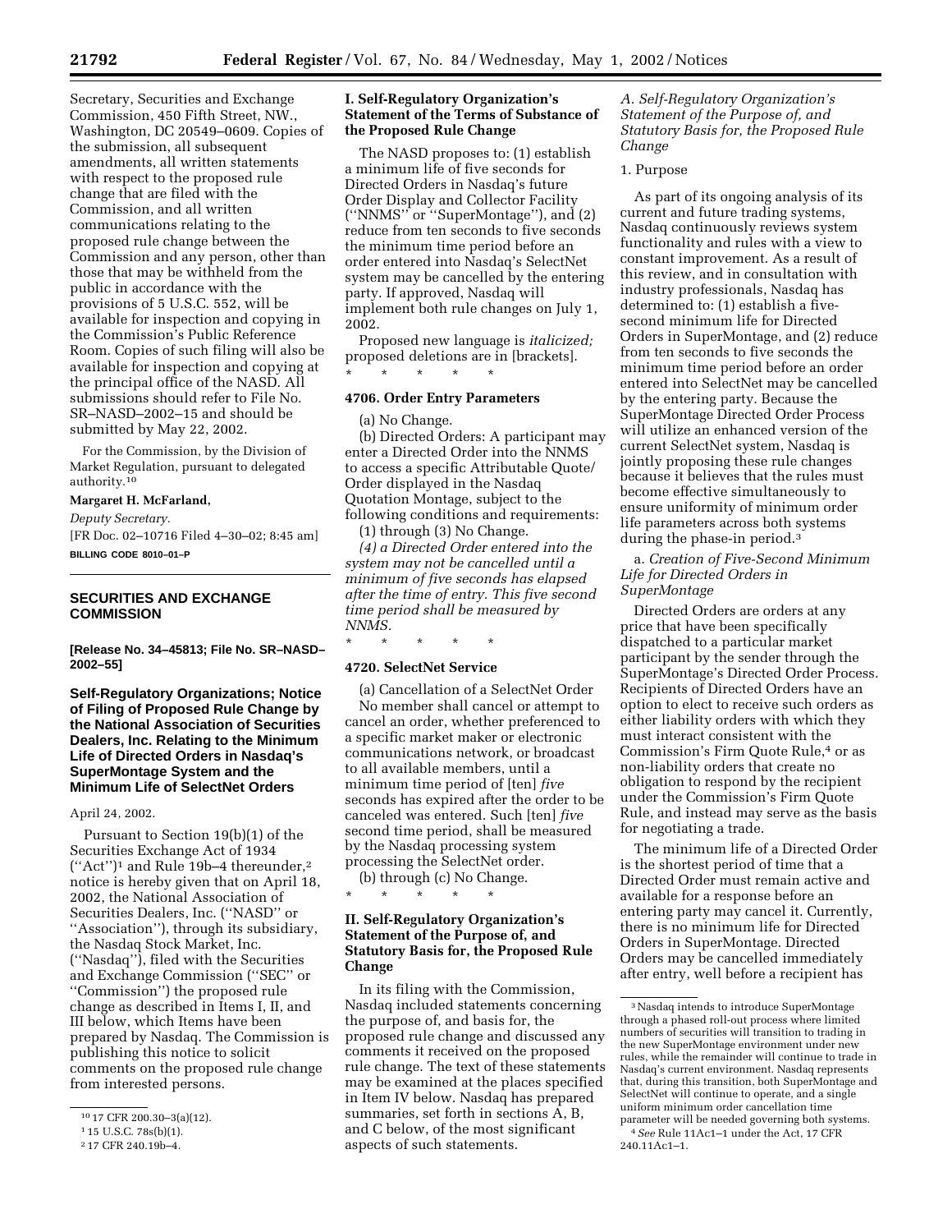Secretary, Securities and Exchange Commission, 450 Fifth Street, NW., Washington, DC 20549–0609. Copies of the submission, all subsequent amendments, all written statements with respect to the proposed rule change that are filed with the Commission, and all written communications relating to the proposed rule change between the Commission and any person, other than those that may be withheld from the public in accordance with the provisions of 5 U.S.C. 552, will be available for inspection and copying in the Commission's Public Reference Room. Copies of such filing will also be available for inspection and copying at the principal office of the NASD. All submissions should refer to File No. SR–NASD–2002–15 and should be submitted by May 22, 2002.

For the Commission, by the Division of Market Regulation, pursuant to delegated authority.[10]

**Margaret H. McFarland,**

*Deputy Secretary.*

[FR Doc. 02–10716 Filed 4–30–02; 8:45 am]

**BILLING CODE 8010–01–P**

---

## SECURITIES AND EXCHANGE COMMISSION

**[Release No. 34–45813; File No. SR–NASD–2002–55]**

### Self-Regulatory Organizations; Notice of Filing of Proposed Rule Change by the National Association of Securities Dealers, Inc. Relating to the Minimum Life of Directed Orders in Nasdaq's SuperMontage System and the Minimum Life of SelectNet Orders

April 24, 2002.

Pursuant to Section 19(b)(1) of the Securities Exchange Act of 1934 (''Act'')[1] and Rule 19b–4 thereunder,[2] notice is hereby given that on April 18, 2002, the National Association of Securities Dealers, Inc. (''NASD'' or ''Association''), through its subsidiary, the Nasdaq Stock Market, Inc. (''Nasdaq''), filed with the Securities and Exchange Commission (''SEC'' or ''Commission'') the proposed rule change as described in Items I, II, and III below, which Items have been prepared by Nasdaq. The Commission is publishing this notice to solicit comments on the proposed rule change from interested persons.

### I. Self-Regulatory Organization's Statement of the Terms of Substance of the Proposed Rule Change

The NASD proposes to: (1) establish a minimum life of five seconds for Directed Orders in Nasdaq's future Order Display and Collector Facility (''NNMS'' or ''SuperMontage''), and (2) reduce from ten seconds to five seconds the minimum time period before an order entered into Nasdaq's SelectNet system may be cancelled by the entering party. If approved, Nasdaq will implement both rule changes on July 1, 2002.

Proposed new language is *italicized;* proposed deletions are in [brackets].

\* \* \* \* \*

**4706. Order Entry Parameters**

(a) No Change.

(b) Directed Orders: A participant may enter a Directed Order into the NNMS to access a specific Attributable Quote/Order displayed in the Nasdaq Quotation Montage, subject to the following conditions and requirements:

(1) through (3) No Change.

*(4) a Directed Order entered into the system may not be cancelled until a minimum of five seconds has elapsed after the time of entry. This five second time period shall be measured by NNMS.*

\* \* \* \* \*

**4720. SelectNet Service**

(a) Cancellation of a SelectNet Order

No member shall cancel or attempt to cancel an order, whether preferenced to a specific market maker or electronic communications network, or broadcast to all available members, until a minimum time period of [ten] *five* seconds has expired after the order to be canceled was entered. Such [ten] *five* second time period, shall be measured by the Nasdaq processing system processing the SelectNet order.

(b) through (c) No Change.

\* \* \* \* \*

### II. Self-Regulatory Organization's Statement of the Purpose of, and Statutory Basis for, the Proposed Rule Change

In its filing with the Commission, Nasdaq included statements concerning the purpose of, and basis for, the proposed rule change and discussed any comments it received on the proposed rule change. The text of these statements may be examined at the places specified in Item IV below. Nasdaq has prepared summaries, set forth in sections A, B, and C below, of the most significant aspects of such statements.

*A. Self-Regulatory Organization's Statement of the Purpose of, and Statutory Basis for, the Proposed Rule Change*

1. Purpose

As part of its ongoing analysis of its current and future trading systems, Nasdaq continuously reviews system functionality and rules with a view to constant improvement. As a result of this review, and in consultation with industry professionals, Nasdaq has determined to: (1) establish a five-second minimum life for Directed Orders in SuperMontage, and (2) reduce from ten seconds to five seconds the minimum time period before an order entered into SelectNet may be cancelled by the entering party. Because the SuperMontage Directed Order Process will utilize an enhanced version of the current SelectNet system, Nasdaq is jointly proposing these rule changes because it believes that the rules must become effective simultaneously to ensure uniformity of minimum order life parameters across both systems during the phase-in period.[3]

a. *Creation of Five-Second Minimum Life for Directed Orders in SuperMontage*

Directed Orders are orders at any price that have been specifically dispatched to a particular market participant by the sender through the SuperMontage's Directed Order Process. Recipients of Directed Orders have an option to elect to receive such orders as either liability orders with which they must interact consistent with the Commission's Firm Quote Rule,[4] or as non-liability orders that create no obligation to respond by the recipient under the Commission's Firm Quote Rule, and instead may serve as the basis for negotiating a trade.

The minimum life of a Directed Order is the shortest period of time that a Directed Order must remain active and available for a response before an entering party may cancel it. Currently, there is no minimum life for Directed Orders in SuperMontage. Directed Orders may be cancelled immediately after entry, well before a recipient has

---

[10] 17 CFR 200.30–3(a)(12).

[1] 15 U.S.C. 78s(b)(1).

[2] 17 CFR 240.19b–4.

[3] Nasdaq intends to introduce SuperMontage through a phased roll-out process where limited numbers of securities will transition to trading in the new SuperMontage environment under new rules, while the remainder will continue to trade in Nasdaq's current environment. Nasdaq represents that, during this transition, both SuperMontage and SelectNet will continue to operate, and a single uniform minimum order cancellation time parameter will be needed governing both systems.

[4] *See* Rule 11Ac1–1 under the Act, 17 CFR 240.11Ac1–1.